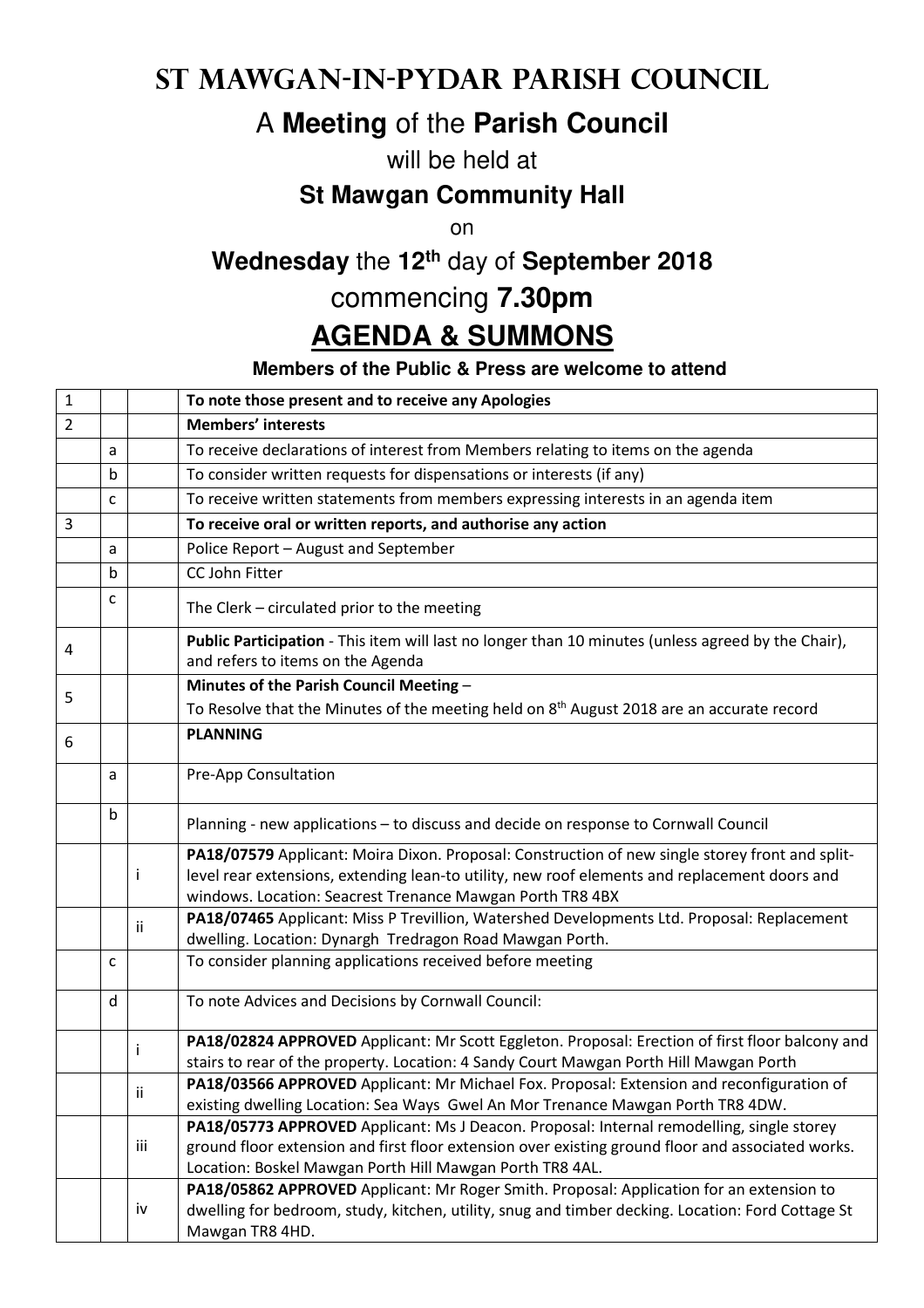# St Mawgan-in-Pydar Parish Council

## A **Meeting** of the **Parish Council**

will be held at

**St Mawgan Community Hall**

on

**Wednesday** the **12th** day of **September 2018**

commencing **7.30pm**

## AGENDA & SUMMONS

**Members of the Public & Press are welcome to attend**

| | | | |
|---|---|---|---|
| 1 | | | **To note those present and to receive any Apologies** |
| 2 | | | **Members' interests** |
| | a | | To receive declarations of interest from Members relating to items on the agenda |
| | b | | To consider written requests for dispensations or interests (if any) |
| | c | | To receive written statements from members expressing interests in an agenda item |
| 3 | | | **To receive oral or written reports, and authorise any action** |
| | a | | Police Report – August and September |
| | b | | CC John Fitter |
| | c | | The Clerk – circulated prior to the meeting |
| 4 | | | **Public Participation** - This item will last no longer than 10 minutes (unless agreed by the Chair), and refers to items on the Agenda |
| 5 | | | **Minutes of the Parish Council Meeting** – To Resolve that the Minutes of the meeting held on 8th August 2018 are an accurate record |
| 6 | | | **PLANNING** |
| | a | | Pre-App Consultation |
| | b | | Planning - new applications – to discuss and decide on response to Cornwall Council |
| | | i | **PA18/07579** Applicant: Moira Dixon. Proposal: Construction of new single storey front and split-level rear extensions, extending lean-to utility, new roof elements and replacement doors and windows. Location: Seacrest Trenance Mawgan Porth TR8 4BX |
| | | ii | **PA18/07465** Applicant: Miss P Trevillion, Watershed Developments Ltd. Proposal: Replacement dwelling. Location: Dynargh Tredragon Road Mawgan Porth. |
| | c | | To consider planning applications received before meeting |
| | d | | To note Advices and Decisions by Cornwall Council: |
| | | i | **PA18/02824 APPROVED** Applicant: Mr Scott Eggleton. Proposal: Erection of first floor balcony and stairs to rear of the property. Location: 4 Sandy Court Mawgan Porth Hill Mawgan Porth |
| | | ii | **PA18/03566 APPROVED** Applicant: Mr Michael Fox. Proposal: Extension and reconfiguration of existing dwelling Location: Sea Ways Gwel An Mor Trenance Mawgan Porth TR8 4DW. |
| | | iii | **PA18/05773 APPROVED** Applicant: Ms J Deacon. Proposal: Internal remodelling, single storey ground floor extension and first floor extension over existing ground floor and associated works. Location: Boskel Mawgan Porth Hill Mawgan Porth TR8 4AL. |
| | | iv | **PA18/05862 APPROVED** Applicant: Mr Roger Smith. Proposal: Application for an extension to dwelling for bedroom, study, kitchen, utility, snug and timber decking. Location: Ford Cottage St Mawgan TR8 4HD. |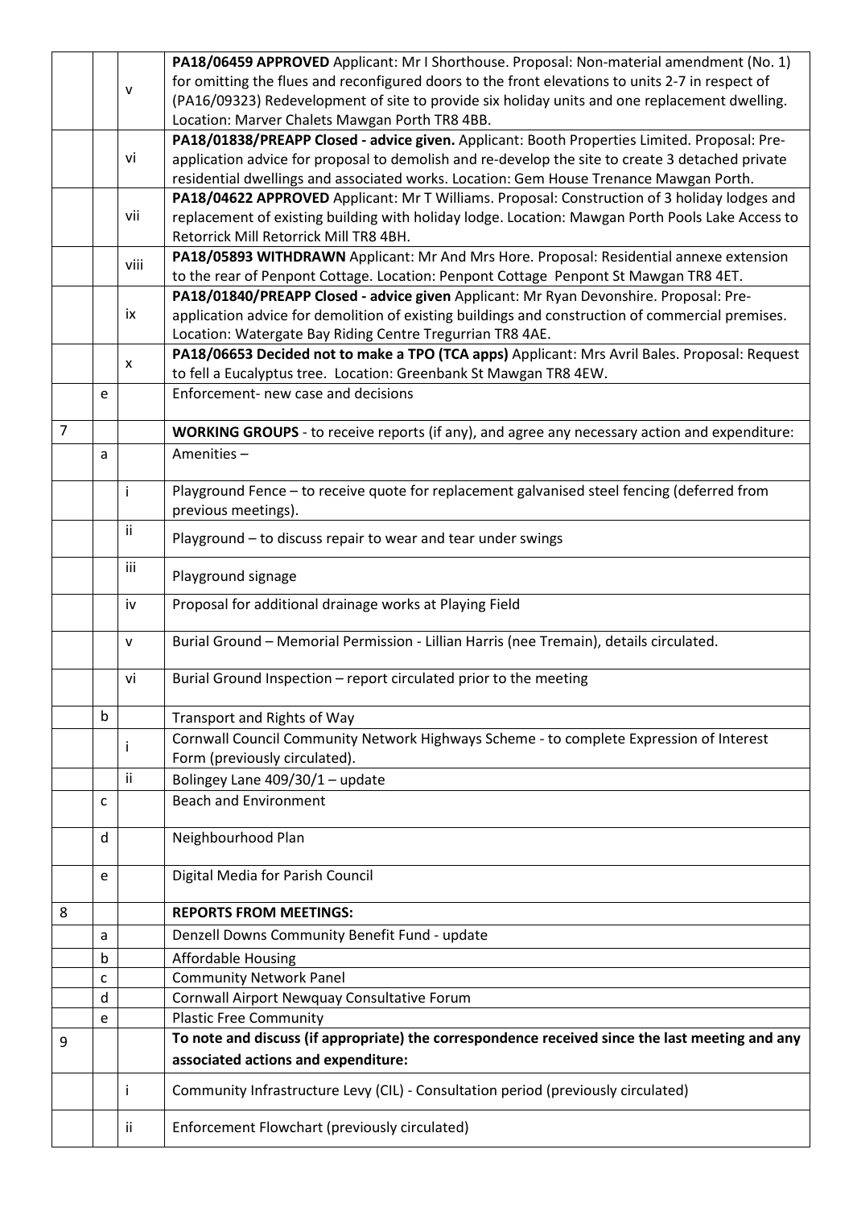|  |  |  |  |
|---|---|---|---|
|  |  | v | **PA18/06459 APPROVED** Applicant: Mr I Shorthouse. Proposal: Non-material amendment (No. 1) for omitting the flues and reconfigured doors to the front elevations to units 2-7 in respect of (PA16/09323) Redevelopment of site to provide six holiday units and one replacement dwelling. Location: Marver Chalets Mawgan Porth TR8 4BB. |
|  |  | vi | **PA18/01838/PREAPP Closed - advice given.** Applicant: Booth Properties Limited. Proposal: Pre-application advice for proposal to demolish and re-develop the site to create 3 detached private residential dwellings and associated works. Location: Gem House Trenance Mawgan Porth. |
|  |  | vii | **PA18/04622 APPROVED** Applicant: Mr T Williams. Proposal: Construction of 3 holiday lodges and replacement of existing building with holiday lodge. Location: Mawgan Porth Pools Lake Access to Retorrick Mill Retorrick Mill TR8 4BH. |
|  |  | viii | **PA18/05893 WITHDRAWN** Applicant: Mr And Mrs Hore. Proposal: Residential annexe extension to the rear of Penpont Cottage. Location: Penpont Cottage Penpont St Mawgan TR8 4ET. |
|  |  | ix | **PA18/01840/PREAPP Closed - advice given** Applicant: Mr Ryan Devonshire. Proposal: Pre-application advice for demolition of existing buildings and construction of commercial premises. Location: Watergate Bay Riding Centre Tregurrian TR8 4AE. |
|  |  | x | **PA18/06653 Decided not to make a TPO (TCA apps)** Applicant: Mrs Avril Bales. Proposal: Request to fell a Eucalyptus tree. Location: Greenbank St Mawgan TR8 4EW. |
|  | e |  | Enforcement- new case and decisions |
| 7 |  |  | **WORKING GROUPS** - to receive reports (if any), and agree any necessary action and expenditure: |
|  | a |  | Amenities – |
|  |  | i | Playground Fence – to receive quote for replacement galvanised steel fencing (deferred from previous meetings). |
|  |  | ii | Playground – to discuss repair to wear and tear under swings |
|  |  | iii | Playground signage |
|  |  | iv | Proposal for additional drainage works at Playing Field |
|  |  | v | Burial Ground – Memorial Permission - Lillian Harris (nee Tremain), details circulated. |
|  |  | vi | Burial Ground Inspection – report circulated prior to the meeting |
|  | b |  | Transport and Rights of Way |
|  |  | i | Cornwall Council Community Network Highways Scheme - to complete Expression of Interest Form (previously circulated). |
|  |  | ii | Bolingey Lane 409/30/1 – update |
|  | c |  | Beach and Environment |
|  | d |  | Neighbourhood Plan |
|  | e |  | Digital Media for Parish Council |
| 8 |  |  | **REPORTS FROM MEETINGS:** |
|  | a |  | Denzell Downs Community Benefit Fund - update |
|  | b |  | Affordable Housing |
|  | c |  | Community Network Panel |
|  | d |  | Cornwall Airport Newquay Consultative Forum |
|  | e |  | Plastic Free Community |
| 9 |  |  | **To note and discuss (if appropriate) the correspondence received since the last meeting and any associated actions and expenditure:** |
|  |  | i | Community Infrastructure Levy (CIL) - Consultation period (previously circulated) |
|  |  | ii | Enforcement Flowchart (previously circulated) |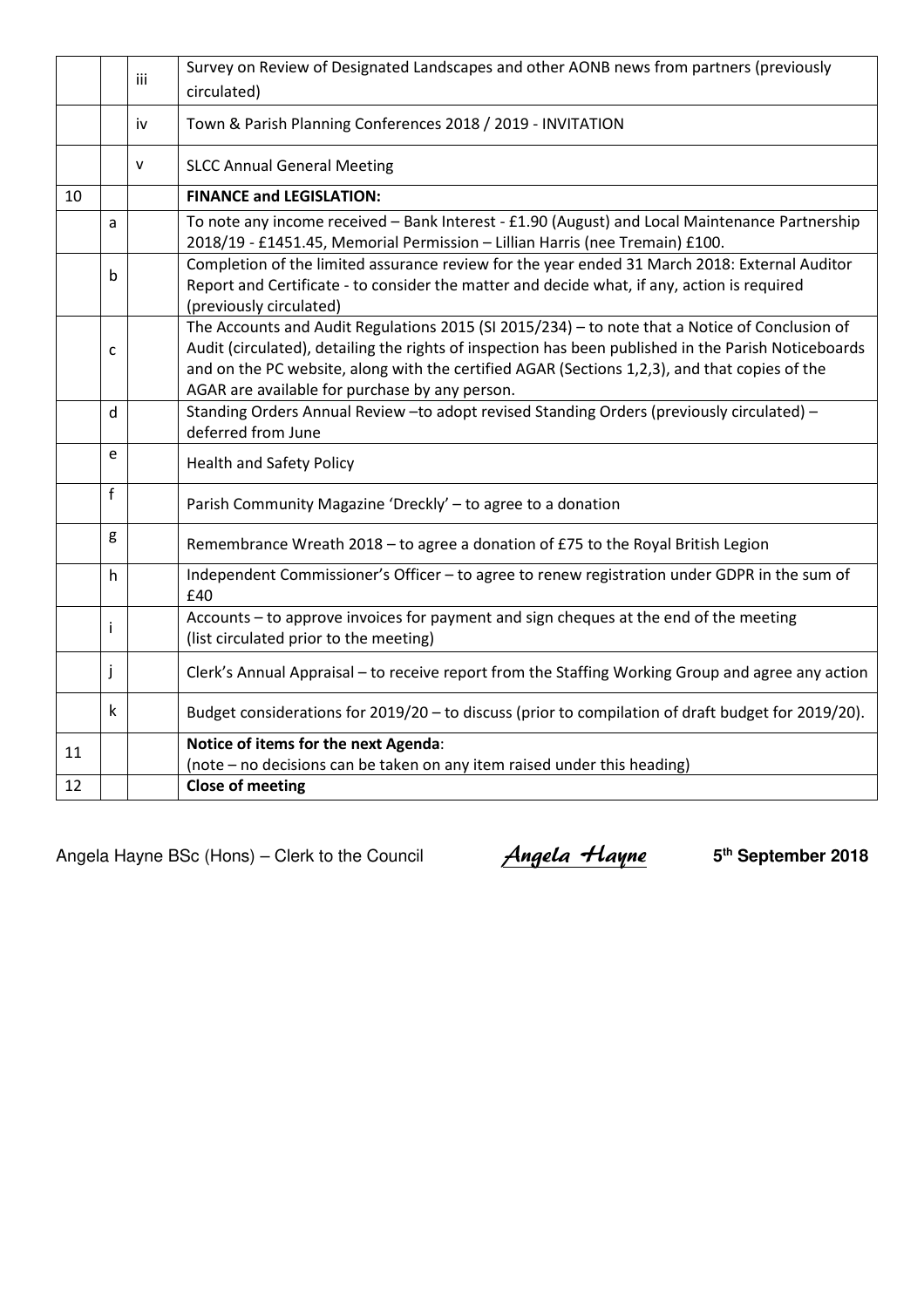| | | | |
|---|---|---|---|
| | | iii | Survey on Review of Designated Landscapes and other AONB news from partners (previously circulated) |
| | | iv | Town & Parish Planning Conferences 2018 / 2019 - INVITATION |
| | | v | SLCC Annual General Meeting |
| 10 | | | **FINANCE and LEGISLATION:** |
| | a | | To note any income received – Bank Interest - £1.90 (August) and Local Maintenance Partnership 2018/19 - £1451.45, Memorial Permission – Lillian Harris (nee Tremain) £100. |
| | b | | Completion of the limited assurance review for the year ended 31 March 2018: External Auditor Report and Certificate - to consider the matter and decide what, if any, action is required (previously circulated) |
| | c | | The Accounts and Audit Regulations 2015 (SI 2015/234) – to note that a Notice of Conclusion of Audit (circulated), detailing the rights of inspection has been published in the Parish Noticeboards and on the PC website, along with the certified AGAR (Sections 1,2,3), and that copies of the AGAR are available for purchase by any person. |
| | d | | Standing Orders Annual Review –to adopt revised Standing Orders (previously circulated) – deferred from June |
| | e | | Health and Safety Policy |
| | f | | Parish Community Magazine 'Dreckly' – to agree to a donation |
| | g | | Remembrance Wreath 2018 – to agree a donation of £75 to the Royal British Legion |
| | h | | Independent Commissioner's Officer – to agree to renew registration under GDPR in the sum of £40 |
| | i | | Accounts – to approve invoices for payment and sign cheques at the end of the meeting (list circulated prior to the meeting) |
| | j | | Clerk's Annual Appraisal – to receive report from the Staffing Working Group and agree any action |
| | k | | Budget considerations for 2019/20 – to discuss (prior to compilation of draft budget for 2019/20). |
| 11 | | | **Notice of items for the next Agenda**: (note – no decisions can be taken on any item raised under this heading) |
| 12 | | | **Close of meeting** |

Angela Hayne BSc (Hons) – Clerk to the Council *Angela Hayne* **5th September 2018**